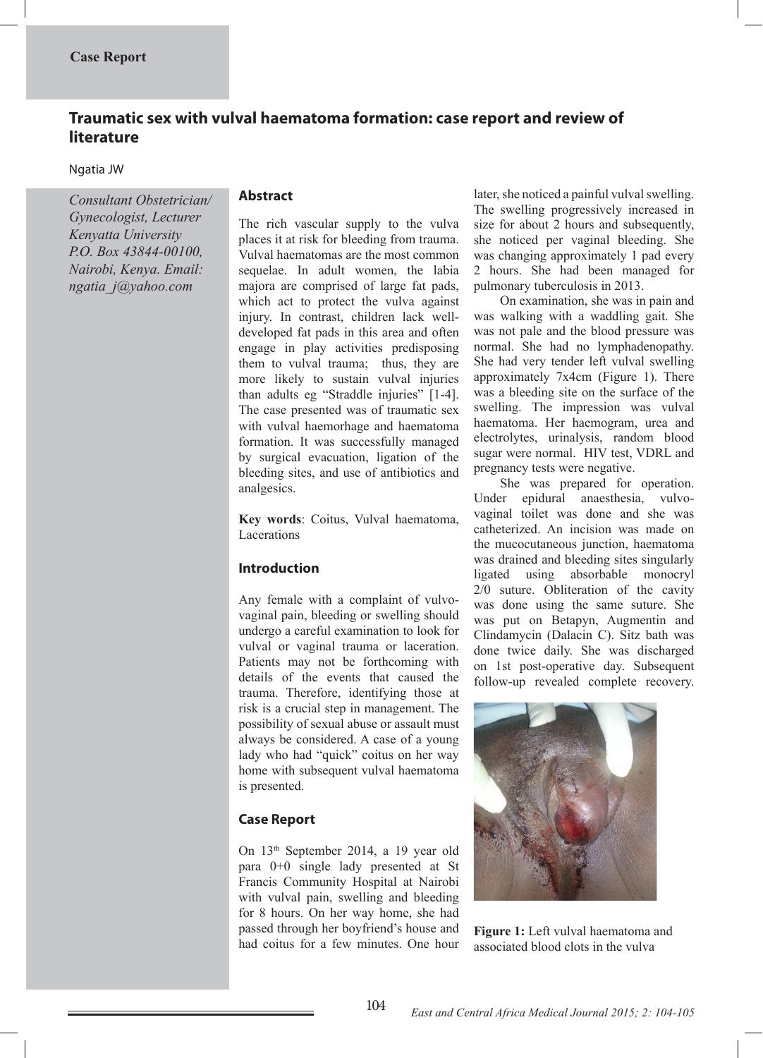Case Report

# Traumatic sex with vulval haematoma formation: case report and review of literature

Ngatia JW

*Consultant Obstetrician/ Gynecologist, Lecturer Kenyatta University P.O. Box 43844-00100, Nairobi, Kenya. Email: ngatia_j@yahoo.com*

## Abstract

The rich vascular supply to the vulva places it at risk for bleeding from trauma. Vulval haematomas are the most common sequelae. In adult women, the labia majora are comprised of large fat pads, which act to protect the vulva against injury. In contrast, children lack well-developed fat pads in this area and often engage in play activities predisposing them to vulval trauma; thus, they are more likely to sustain vulval injuries than adults eg "Straddle injuries" [1-4]. The case presented was of traumatic sex with vulval haemorrhage and haematoma formation. It was successfully managed by surgical evacuation, ligation of the bleeding sites, and use of antibiotics and analgesics.

**Key words**: Coitus, Vulval haematoma, Lacerations

## Introduction

Any female with a complaint of vulvo-vaginal pain, bleeding or swelling should undergo a careful examination to look for vulval or vaginal trauma or laceration. Patients may not be forthcoming with details of the events that caused the trauma. Therefore, identifying those at risk is a crucial step in management. The possibility of sexual abuse or assault must always be considered. A case of a young lady who had "quick" coitus on her way home with subsequent vulval haematoma is presented.

## Case Report

On 13th September 2014, a 19 year old para 0+0 single lady presented at St Francis Community Hospital at Nairobi with vulval pain, swelling and bleeding for 8 hours. On her way home, she had passed through her boyfriend's house and had coitus for a few minutes. One hour later, she noticed a painful vulval swelling. The swelling progressively increased in size for about 2 hours and subsequently, she noticed per vaginal bleeding. She was changing approximately 1 pad every 2 hours. She had been managed for pulmonary tuberculosis in 2013.

On examination, she was in pain and was walking with a waddling gait. She was not pale and the blood pressure was normal. She had no lymphadenopathy. She had very tender left vulval swelling approximately 7x4cm (Figure 1). There was a bleeding site on the surface of the swelling. The impression was vulval haematoma. Her haemogram, urea and electrolytes, urinalysis, random blood sugar were normal. HIV test, VDRL and pregnancy tests were negative.

She was prepared for operation. Under epidural anaesthesia, vulvo-vaginal toilet was done and she was catheterized. An incision was made on the mucocutaneous junction, haematoma was drained and bleeding sites singularly ligated using absorbable monocryl 2/0 suture. Obliteration of the cavity was done using the same suture. She was put on Betapyn, Augmentin and Clindamycin (Dalacin C). Sitz bath was done twice daily. She was discharged on 1st post-operative day. Subsequent follow-up revealed complete recovery.

**Figure 1:** Left vulval haematoma and associated blood clots in the vulva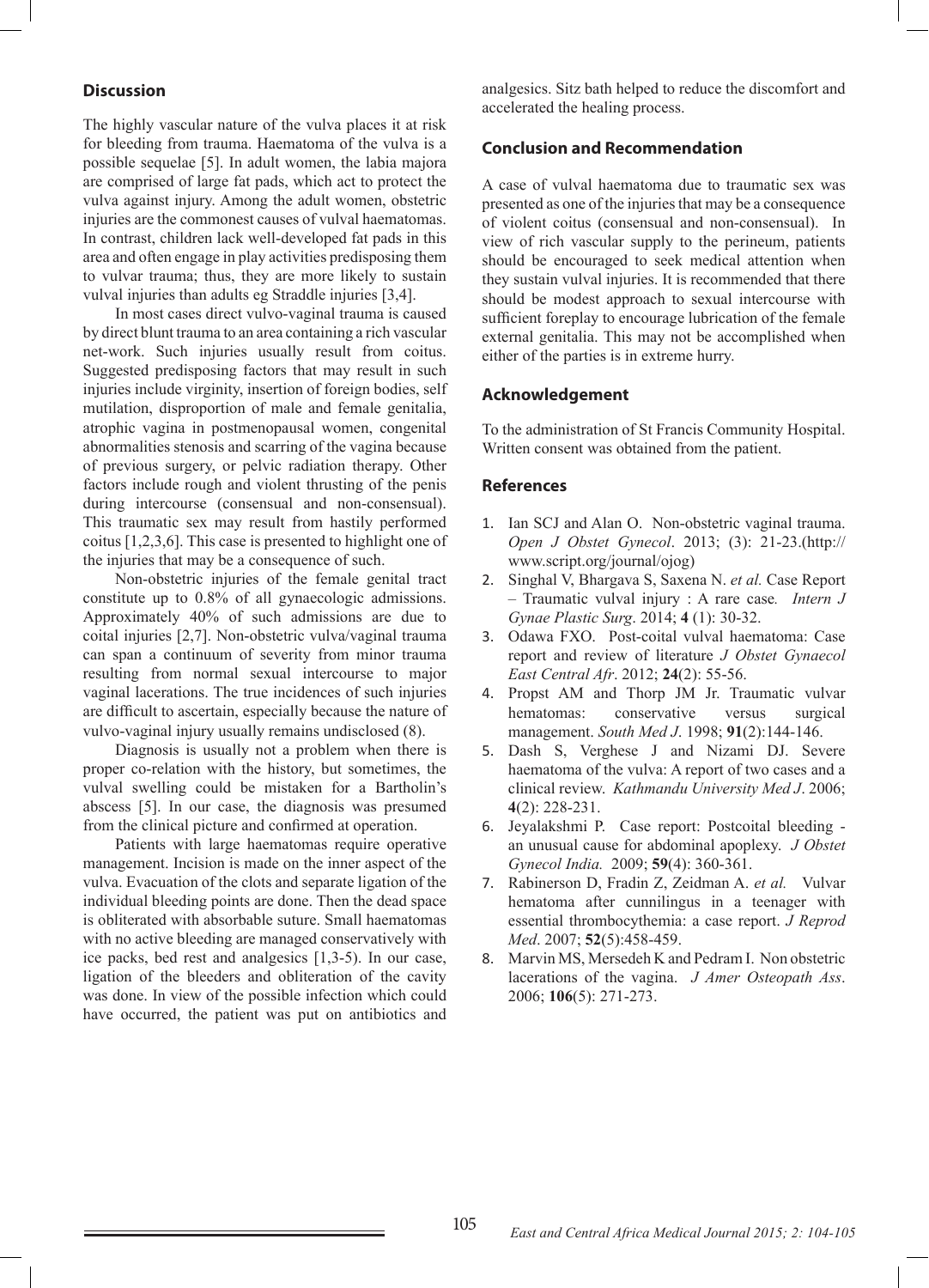## Discussion

The highly vascular nature of the vulva places it at risk for bleeding from trauma. Haematoma of the vulva is a possible sequelae [5]. In adult women, the labia majora are comprised of large fat pads, which act to protect the vulva against injury. Among the adult women, obstetric injuries are the commonest causes of vulval haematomas. In contrast, children lack well-developed fat pads in this area and often engage in play activities predisposing them to vulvar trauma; thus, they are more likely to sustain vulval injuries than adults eg Straddle injuries [3,4].

In most cases direct vulvo-vaginal trauma is caused by direct blunt trauma to an area containing a rich vascular net-work. Such injuries usually result from coitus. Suggested predisposing factors that may result in such injuries include virginity, insertion of foreign bodies, self mutilation, disproportion of male and female genitalia, atrophic vagina in postmenopausal women, congenital abnormalities stenosis and scarring of the vagina because of previous surgery, or pelvic radiation therapy. Other factors include rough and violent thrusting of the penis during intercourse (consensual and non-consensual). This traumatic sex may result from hastily performed coitus [1,2,3,6]. This case is presented to highlight one of the injuries that may be a consequence of such.

Non-obstetric injuries of the female genital tract constitute up to 0.8% of all gynaecologic admissions. Approximately 40% of such admissions are due to coital injuries [2,7]. Non-obstetric vulva/vaginal trauma can span a continuum of severity from minor trauma resulting from normal sexual intercourse to major vaginal lacerations. The true incidences of such injuries are difficult to ascertain, especially because the nature of vulvo-vaginal injury usually remains undisclosed (8).

Diagnosis is usually not a problem when there is proper co-relation with the history, but sometimes, the vulval swelling could be mistaken for a Bartholin's abscess [5]. In our case, the diagnosis was presumed from the clinical picture and confirmed at operation.

Patients with large haematomas require operative management. Incision is made on the inner aspect of the vulva. Evacuation of the clots and separate ligation of the individual bleeding points are done. Then the dead space is obliterated with absorbable suture. Small haematomas with no active bleeding are managed conservatively with ice packs, bed rest and analgesics [1,3-5). In our case, ligation of the bleeders and obliteration of the cavity was done. In view of the possible infection which could have occurred, the patient was put on antibiotics and analgesics. Sitz bath helped to reduce the discomfort and accelerated the healing process.

## Conclusion and Recommendation

A case of vulval haematoma due to traumatic sex was presented as one of the injuries that may be a consequence of violent coitus (consensual and non-consensual). In view of rich vascular supply to the perineum, patients should be encouraged to seek medical attention when they sustain vulval injuries. It is recommended that there should be modest approach to sexual intercourse with sufficient foreplay to encourage lubrication of the female external genitalia. This may not be accomplished when either of the parties is in extreme hurry.

## Acknowledgement

To the administration of St Francis Community Hospital. Written consent was obtained from the patient.

## References

1. Ian SCJ and Alan O. Non-obstetric vaginal trauma. *Open J Obstet Gynecol*. 2013; (3): 21-23.(http://www.script.org/journal/ojog)
2. Singhal V, Bhargava S, Saxena N. *et al.* Case Report – Traumatic vulval injury : A rare case. *Intern J Gynae Plastic Surg*. 2014; **4** (1): 30-32.
3. Odawa FXO. Post-coital vulval haematoma: Case report and review of literature *J Obstet Gynaecol East Central Afr*. 2012; **24**(2): 55-56.
4. Propst AM and Thorp JM Jr. Traumatic vulvar hematomas: conservative versus surgical management. *South Med J*. 1998; **91**(2):144-146.
5. Dash S, Verghese J and Nizami DJ. Severe haematoma of the vulva: A report of two cases and a clinical review. *Kathmandu University Med J*. 2006; **4**(2): 228-231.
6. Jeyalakshmi P. Case report: Postcoital bleeding - an unusual cause for abdominal apoplexy. *J Obstet Gynecol India.* 2009; **59**(4): 360-361.
7. Rabinerson D, Fradin Z, Zeidman A. *et al.* Vulvar hematoma after cunnilingus in a teenager with essential thrombocythemia: a case report. *J Reprod Med*. 2007; **52**(5):458-459.
8. Marvin MS, Mersedeh K and Pedram I. Non obstetric lacerations of the vagina. *J Amer Osteopath Ass*. 2006; **106**(5): 271-273.